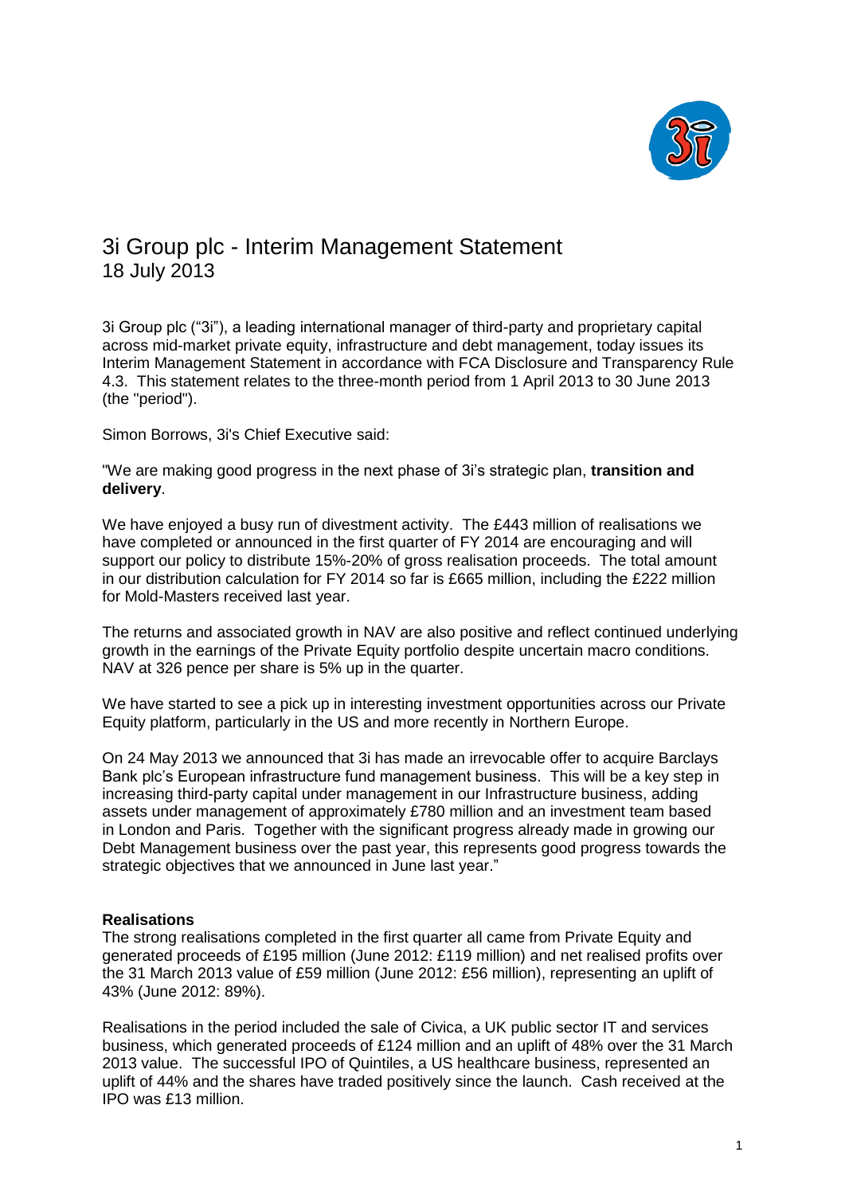# 3i Group plc - Interim Management Statement

18 July 2013

3i Group plc ("3i"), a leading international manager of third-party and proprietary capital across mid-market private equity, infrastructure and debt management, today issues its Interim Management Statement in accordance with FCA Disclosure and Transparency Rule 4.3. This statement relates to the three-month period from 1 April 2013 to 30 June 2013 (the "period").

Simon Borrows, 3i's Chief Executive said:

"We are making good progress in the next phase of 3i's strategic plan, **transition and delivery**.

We have enjoyed a busy run of divestment activity. The £443 million of realisations we have completed or announced in the first quarter of FY 2014 are encouraging and will support our policy to distribute 15%-20% of gross realisation proceeds. The total amount in our distribution calculation for FY 2014 so far is £665 million, including the £222 million for Mold-Masters received last year.

The returns and associated growth in NAV are also positive and reflect continued underlying growth in the earnings of the Private Equity portfolio despite uncertain macro conditions. NAV at 326 pence per share is 5% up in the quarter.

We have started to see a pick up in interesting investment opportunities across our Private Equity platform, particularly in the US and more recently in Northern Europe.

On 24 May 2013 we announced that 3i has made an irrevocable offer to acquire Barclays Bank plc's European infrastructure fund management business. This will be a key step in increasing third-party capital under management in our Infrastructure business, adding assets under management of approximately £780 million and an investment team based in London and Paris. Together with the significant progress already made in growing our Debt Management business over the past year, this represents good progress towards the strategic objectives that we announced in June last year."

**Realisations**

The strong realisations completed in the first quarter all came from Private Equity and generated proceeds of £195 million (June 2012: £119 million) and net realised profits over the 31 March 2013 value of £59 million (June 2012: £56 million), representing an uplift of 43% (June 2012: 89%).

Realisations in the period included the sale of Civica, a UK public sector IT and services business, which generated proceeds of £124 million and an uplift of 48% over the 31 March 2013 value. The successful IPO of Quintiles, a US healthcare business, represented an uplift of 44% and the shares have traded positively since the launch. Cash received at the IPO was £13 million.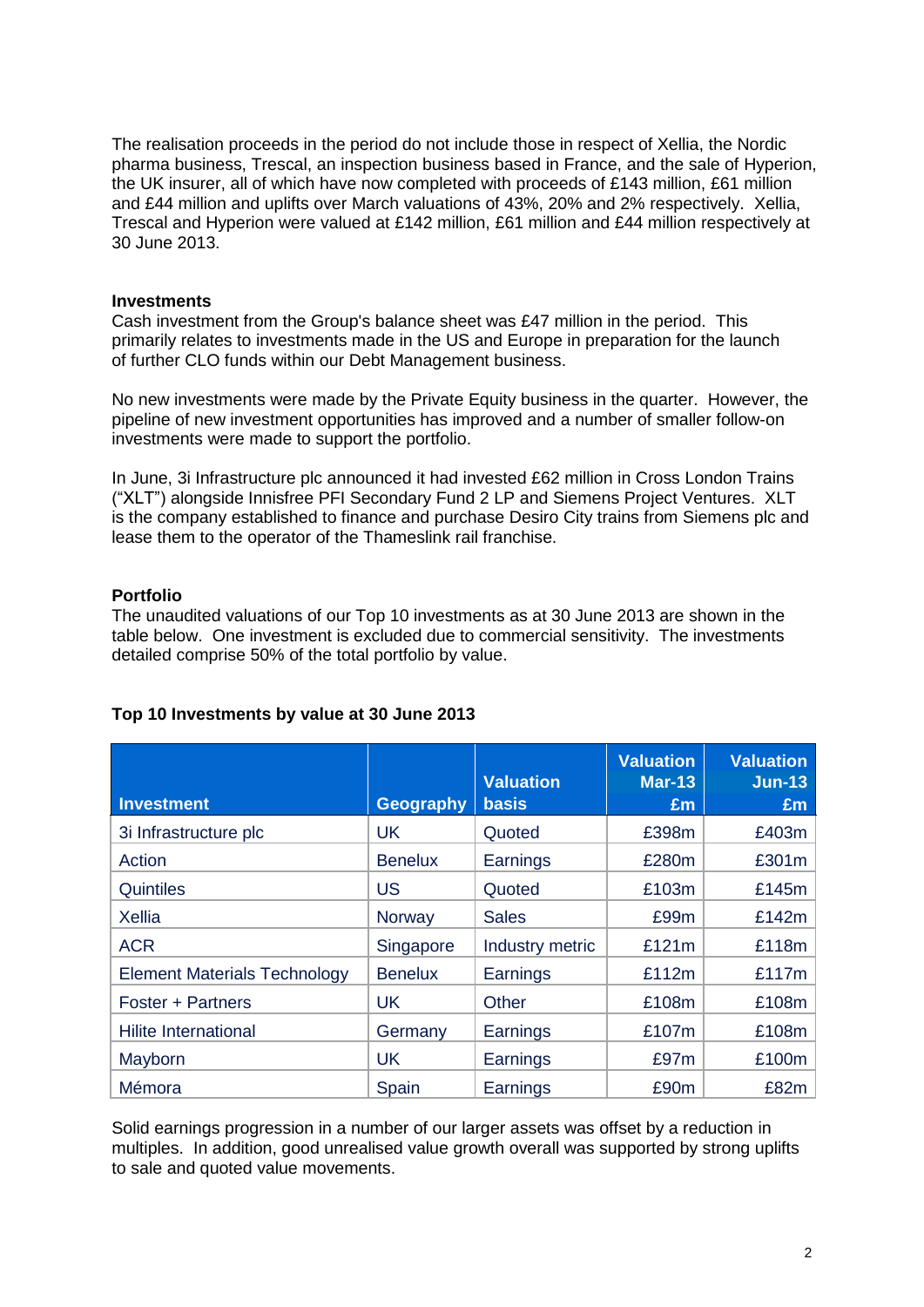The realisation proceeds in the period do not include those in respect of Xellia, the Nordic pharma business, Trescal, an inspection business based in France, and the sale of Hyperion, the UK insurer, all of which have now completed with proceeds of £143 million, £61 million and £44 million and uplifts over March valuations of 43%, 20% and 2% respectively. Xellia, Trescal and Hyperion were valued at £142 million, £61 million and £44 million respectively at 30 June 2013.

**Investments**

Cash investment from the Group's balance sheet was £47 million in the period. This primarily relates to investments made in the US and Europe in preparation for the launch of further CLO funds within our Debt Management business.

No new investments were made by the Private Equity business in the quarter. However, the pipeline of new investment opportunities has improved and a number of smaller follow-on investments were made to support the portfolio.

In June, 3i Infrastructure plc announced it had invested £62 million in Cross London Trains ("XLT") alongside Innisfree PFI Secondary Fund 2 LP and Siemens Project Ventures. XLT is the company established to finance and purchase Desiro City trains from Siemens plc and lease them to the operator of the Thameslink rail franchise.

**Portfolio**

The unaudited valuations of our Top 10 investments as at 30 June 2013 are shown in the table below. One investment is excluded due to commercial sensitivity. The investments detailed comprise 50% of the total portfolio by value.

**Top 10 Investments by value at 30 June 2013**

| Investment | Geography | Valuation basis | Valuation Mar-13 £m | Valuation Jun-13 £m |
|---|---|---|---|---|
| 3i Infrastructure plc | UK | Quoted | £398m | £403m |
| Action | Benelux | Earnings | £280m | £301m |
| Quintiles | US | Quoted | £103m | £145m |
| Xellia | Norway | Sales | £99m | £142m |
| ACR | Singapore | Industry metric | £121m | £118m |
| Element Materials Technology | Benelux | Earnings | £112m | £117m |
| Foster + Partners | UK | Other | £108m | £108m |
| Hilite International | Germany | Earnings | £107m | £108m |
| Mayborn | UK | Earnings | £97m | £100m |
| Mémora | Spain | Earnings | £90m | £82m |

Solid earnings progression in a number of our larger assets was offset by a reduction in multiples. In addition, good unrealised value growth overall was supported by strong uplifts to sale and quoted value movements.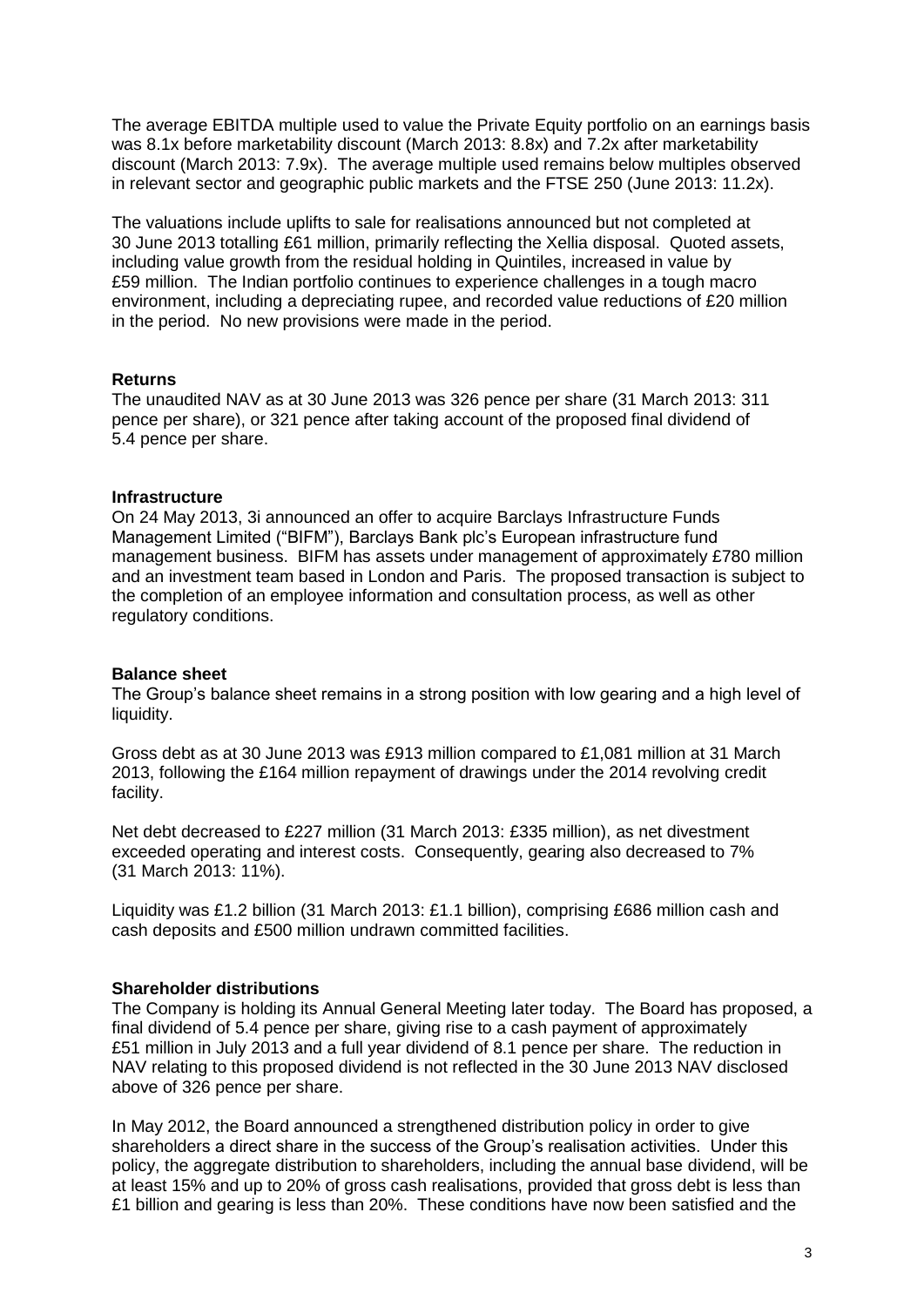The average EBITDA multiple used to value the Private Equity portfolio on an earnings basis was 8.1x before marketability discount (March 2013: 8.8x) and 7.2x after marketability discount (March 2013: 7.9x). The average multiple used remains below multiples observed in relevant sector and geographic public markets and the FTSE 250 (June 2013: 11.2x).

The valuations include uplifts to sale for realisations announced but not completed at 30 June 2013 totalling £61 million, primarily reflecting the Xellia disposal. Quoted assets, including value growth from the residual holding in Quintiles, increased in value by £59 million. The Indian portfolio continues to experience challenges in a tough macro environment, including a depreciating rupee, and recorded value reductions of £20 million in the period. No new provisions were made in the period.

**Returns**
The unaudited NAV as at 30 June 2013 was 326 pence per share (31 March 2013: 311 pence per share), or 321 pence after taking account of the proposed final dividend of 5.4 pence per share.

**Infrastructure**
On 24 May 2013, 3i announced an offer to acquire Barclays Infrastructure Funds Management Limited ("BIFM"), Barclays Bank plc's European infrastructure fund management business. BIFM has assets under management of approximately £780 million and an investment team based in London and Paris. The proposed transaction is subject to the completion of an employee information and consultation process, as well as other regulatory conditions.

**Balance sheet**
The Group's balance sheet remains in a strong position with low gearing and a high level of liquidity.

Gross debt as at 30 June 2013 was £913 million compared to £1,081 million at 31 March 2013, following the £164 million repayment of drawings under the 2014 revolving credit facility.

Net debt decreased to £227 million (31 March 2013: £335 million), as net divestment exceeded operating and interest costs. Consequently, gearing also decreased to 7% (31 March 2013: 11%).

Liquidity was £1.2 billion (31 March 2013: £1.1 billion), comprising £686 million cash and cash deposits and £500 million undrawn committed facilities.

**Shareholder distributions**
The Company is holding its Annual General Meeting later today. The Board has proposed, a final dividend of 5.4 pence per share, giving rise to a cash payment of approximately £51 million in July 2013 and a full year dividend of 8.1 pence per share. The reduction in NAV relating to this proposed dividend is not reflected in the 30 June 2013 NAV disclosed above of 326 pence per share.

In May 2012, the Board announced a strengthened distribution policy in order to give shareholders a direct share in the success of the Group's realisation activities. Under this policy, the aggregate distribution to shareholders, including the annual base dividend, will be at least 15% and up to 20% of gross cash realisations, provided that gross debt is less than £1 billion and gearing is less than 20%. These conditions have now been satisfied and the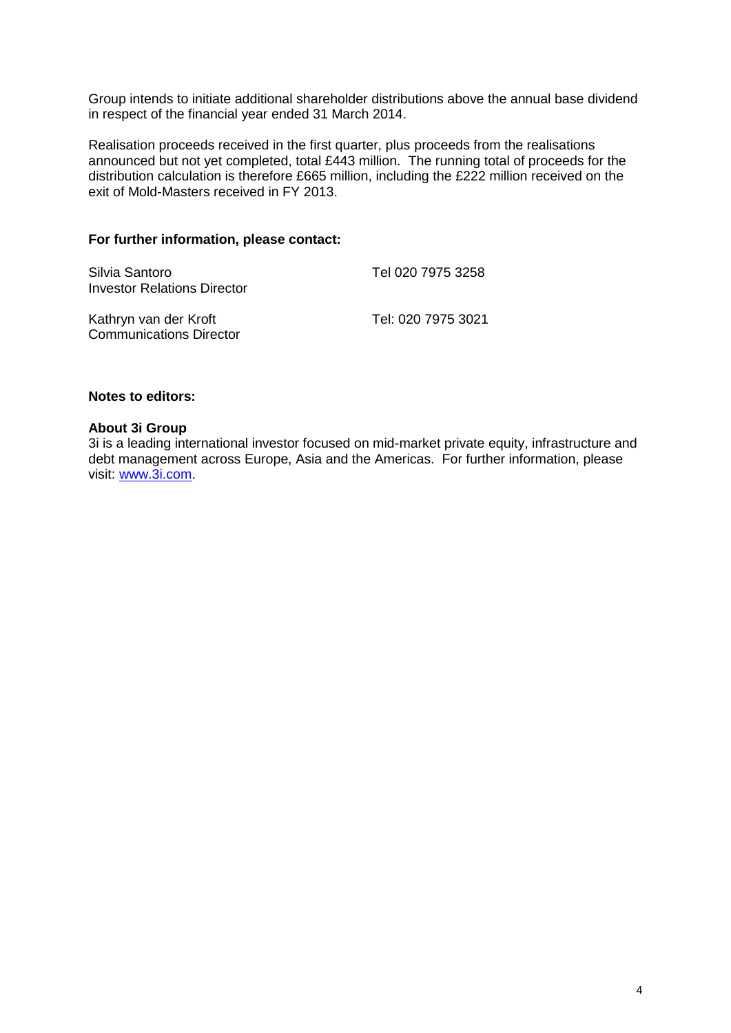Group intends to initiate additional shareholder distributions above the annual base dividend in respect of the financial year ended 31 March 2014.

Realisation proceeds received in the first quarter, plus proceeds from the realisations announced but not yet completed, total £443 million. The running total of proceeds for the distribution calculation is therefore £665 million, including the £222 million received on the exit of Mold-Masters received in FY 2013.

**For further information, please contact:**

| | |
|---|---|
| Silvia Santoro<br>Investor Relations Director | Tel 020 7975 3258 |
| Kathryn van der Kroft<br>Communications Director | Tel: 020 7975 3021 |

**Notes to editors:**

**About 3i Group**
3i is a leading international investor focused on mid-market private equity, infrastructure and debt management across Europe, Asia and the Americas. For further information, please visit: www.3i.com.